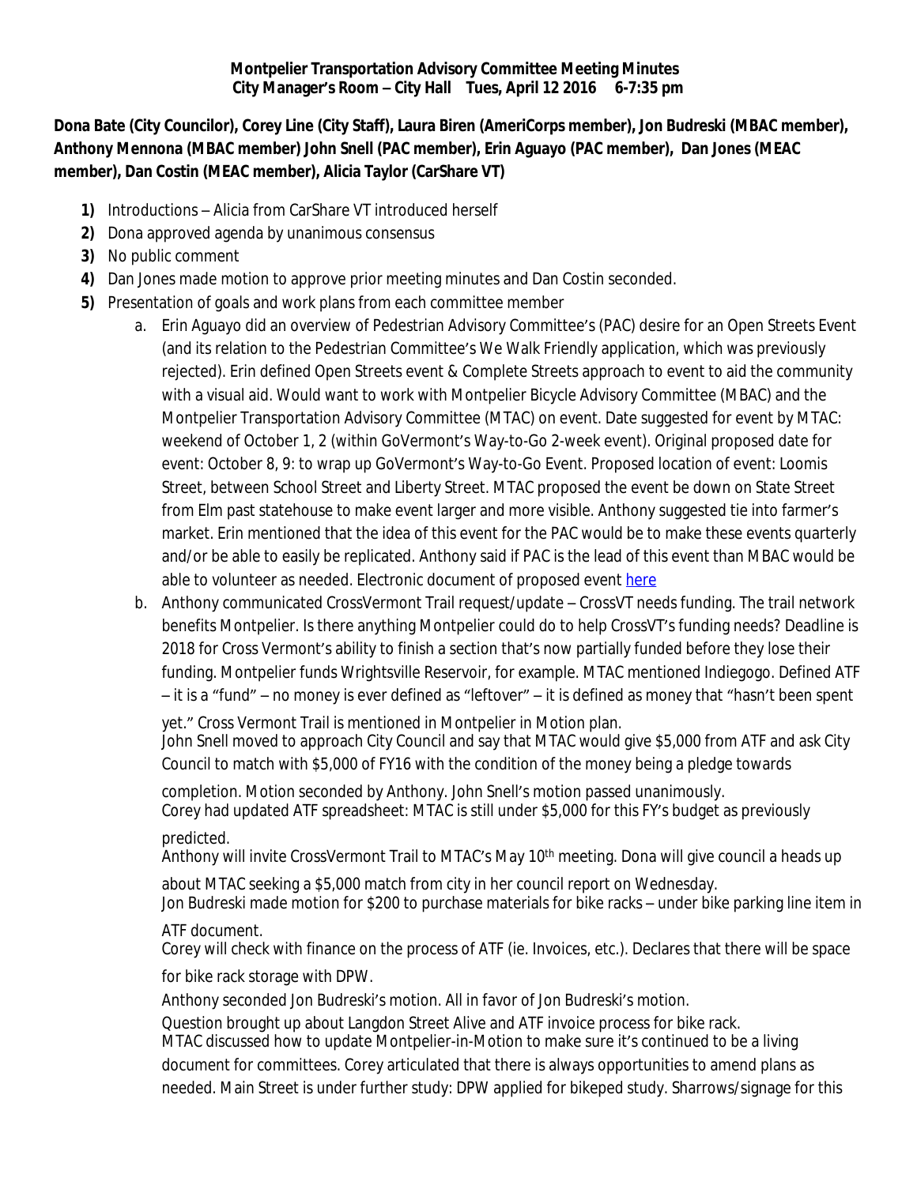**Montpelier Transportation Advisory Committee Meeting Minutes**
**City Manager's Room – City Hall Tues, April 12 2016 6-7:35 pm**

**Dona Bate (City Councilor), Corey Line (City Staff), Laura Biren (AmeriCorps member), Jon Budreski (MBAC member), Anthony Mennona (MBAC member) John Snell (PAC member), Erin Aguayo (PAC member), Dan Jones (MEAC member), Dan Costin (MEAC member), Alicia Taylor (CarShare VT)**

1) Introductions – Alicia from CarShare VT introduced herself
2) Dona approved agenda by unanimous consensus
3) No public comment
4) Dan Jones made motion to approve prior meeting minutes and Dan Costin seconded.
5) Presentation of goals and work plans from each committee member
   a. Erin Aguayo did an overview of Pedestrian Advisory Committee's (PAC) desire for an Open Streets Event (and its relation to the Pedestrian Committee's We Walk Friendly application, which was previously rejected). Erin defined Open Streets event & Complete Streets approach to event to aid the community with a visual aid. Would want to work with Montpelier Bicycle Advisory Committee (MBAC) and the Montpelier Transportation Advisory Committee (MTAC) on event. Date suggested for event by MTAC: weekend of October 1, 2 (within GoVermont's Way-to-Go 2-week event). Original proposed date for event: October 8, 9: to wrap up GoVermont's Way-to-Go Event. Proposed location of event: Loomis Street, between School Street and Liberty Street. MTAC proposed the event be down on State Street from Elm past statehouse to make event larger and more visible. Anthony suggested tie into farmer's market. Erin mentioned that the idea of this event for the PAC would be to make these events quarterly and/or be able to easily be replicated. Anthony said if PAC is the lead of this event than MBAC would be able to volunteer as needed. Electronic document of proposed event here
   b. Anthony communicated CrossVermont Trail request/update – CrossVT needs funding. The trail network benefits Montpelier. Is there anything Montpelier could do to help CrossVT's funding needs? Deadline is 2018 for Cross Vermont's ability to finish a section that's now partially funded before they lose their funding. Montpelier funds Wrightsville Reservoir, for example. MTAC mentioned Indiegogo. Defined ATF – it is a "fund" – no money is ever defined as "leftover" – it is defined as money that "hasn't been spent yet." Cross Vermont Trail is mentioned in Montpelier in Motion plan.

      John Snell moved to approach City Council and say that MTAC would give $5,000 from ATF and ask City Council to match with $5,000 of FY16 with the condition of the money being a pledge towards completion. Motion seconded by Anthony. John Snell's motion passed unanimously.

      Corey had updated ATF spreadsheet: MTAC is still under $5,000 for this FY's budget as previously predicted.

      Anthony will invite CrossVermont Trail to MTAC's May 10th meeting. Dona will give council a heads up about MTAC seeking a $5,000 match from city in her council report on Wednesday.

      Jon Budreski made motion for $200 to purchase materials for bike racks – under bike parking line item in ATF document.

      Corey will check with finance on the process of ATF (ie. Invoices, etc.). Declares that there will be space for bike rack storage with DPW.

      Anthony seconded Jon Budreski's motion. All in favor of Jon Budreski's motion.

      Question brought up about Langdon Street Alive and ATF invoice process for bike rack.

      MTAC discussed how to update Montpelier-in-Motion to make sure it's continued to be a living document for committees. Corey articulated that there is always opportunities to amend plans as needed. Main Street is under further study: DPW applied for bikeped study. Sharrows/signage for this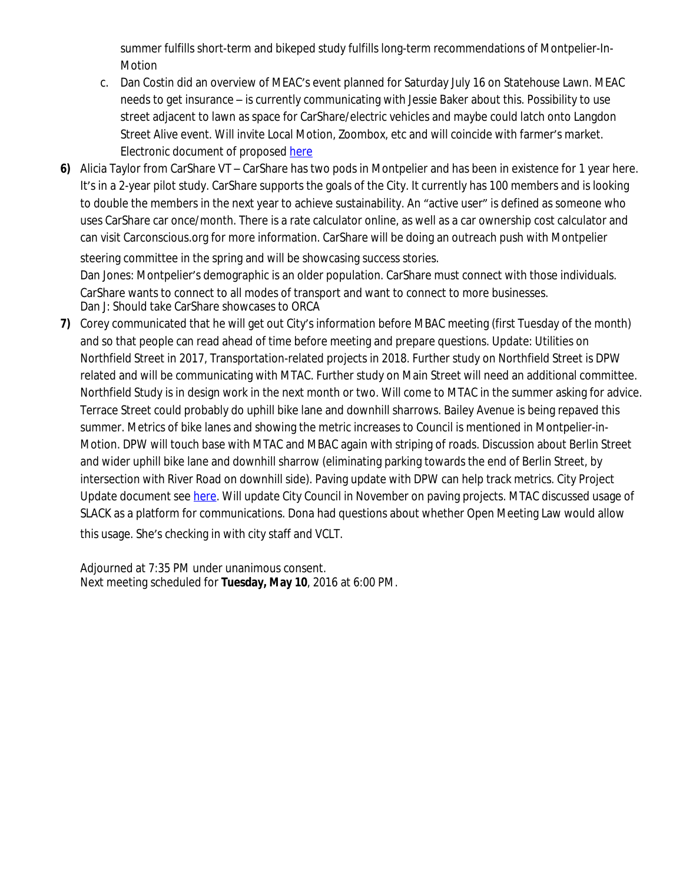summer fulfills short-term and bikeped study fulfills long-term recommendations of Montpelier-In-Motion

c. Dan Costin did an overview of MEAC's event planned for Saturday July 16 on Statehouse Lawn. MEAC needs to get insurance – is currently communicating with Jessie Baker about this. Possibility to use street adjacent to lawn as space for CarShare/electric vehicles and maybe could latch onto Langdon Street Alive event. Will invite Local Motion, Zoombox, etc and will coincide with farmer's market. Electronic document of proposed here

**6)** Alicia Taylor from CarShare VT – CarShare has two pods in Montpelier and has been in existence for 1 year here. It's in a 2-year pilot study. CarShare supports the goals of the City. It currently has 100 members and is looking to double the members in the next year to achieve sustainability. An "active user" is defined as someone who uses CarShare car once/month. There is a rate calculator online, as well as a car ownership cost calculator and can visit Carconscious.org for more information. CarShare will be doing an outreach push with Montpelier steering committee in the spring and will be showcasing success stories.
Dan Jones: Montpelier's demographic is an older population. CarShare must connect with those individuals. CarShare wants to connect to all modes of transport and want to connect to more businesses.
Dan J: Should take CarShare showcases to ORCA

**7)** Corey communicated that he will get out City's information before MBAC meeting (first Tuesday of the month) and so that people can read ahead of time before meeting and prepare questions. Update: Utilities on Northfield Street in 2017, Transportation-related projects in 2018. Further study on Northfield Street is DPW related and will be communicating with MTAC. Further study on Main Street will need an additional committee. Northfield Study is in design work in the next month or two. Will come to MTAC in the summer asking for advice. Terrace Street could probably do uphill bike lane and downhill sharrows. Bailey Avenue is being repaved this summer. Metrics of bike lanes and showing the metric increases to Council is mentioned in Montpelier-in-Motion. DPW will touch base with MTAC and MBAC again with striping of roads. Discussion about Berlin Street and wider uphill bike lane and downhill sharrow (eliminating parking towards the end of Berlin Street, by intersection with River Road on downhill side). Paving update with DPW can help track metrics. City Project Update document see here. Will update City Council in November on paving projects. MTAC discussed usage of SLACK as a platform for communications. Dona had questions about whether Open Meeting Law would allow this usage. She's checking in with city staff and VCLT.

Adjourned at 7:35 PM under unanimous consent.
Next meeting scheduled for **Tuesday, May 10**, 2016 at 6:00 PM.